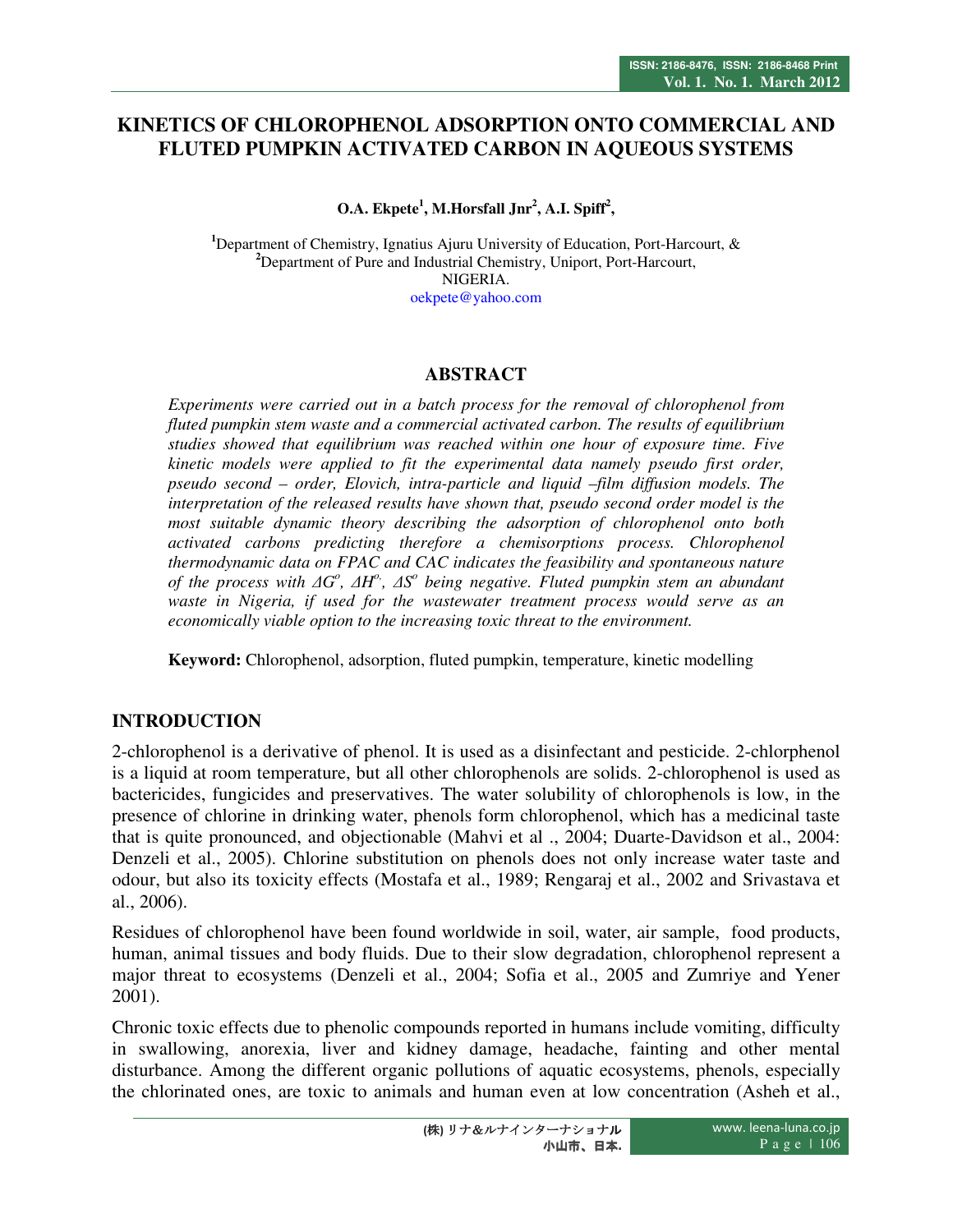# KINETICS OF CHLOROPHENOL ADSORPTION ONTO COMMERCIAL AND FLUTED PUMPKIN ACTIVATED CARBON IN AQUEOUS SYSTEMS

**O.A. Ekpete[1], M.Horsfall Jnr[2], A.I. Spiff[2],**

[1]Department of Chemistry, Ignatius Ajuru University of Education, Port-Harcourt, &
[2]Department of Pure and Industrial Chemistry, Uniport, Port-Harcourt,
NIGERIA.
oekpete@yahoo.com

## ABSTRACT

*Experiments were carried out in a batch process for the removal of chlorophenol from fluted pumpkin stem waste and a commercial activated carbon. The results of equilibrium studies showed that equilibrium was reached within one hour of exposure time. Five kinetic models were applied to fit the experimental data namely pseudo first order, pseudo second – order, Elovich, intra-particle and liquid –film diffusion models. The interpretation of the released results have shown that, pseudo second order model is the most suitable dynamic theory describing the adsorption of chlorophenol onto both activated carbons predicting therefore a chemisorptions process. Chlorophenol thermodynamic data on FPAC and CAC indicates the feasibility and spontaneous nature of the process with $\Delta G^o$, $\Delta H^o$, $\Delta S^o$ being negative. Fluted pumpkin stem an abundant waste in Nigeria, if used for the wastewater treatment process would serve as an economically viable option to the increasing toxic threat to the environment.*

**Keyword:** Chlorophenol, adsorption, fluted pumpkin, temperature, kinetic modelling

## INTRODUCTION

2-chlorophenol is a derivative of phenol. It is used as a disinfectant and pesticide. 2-chlorphenol is a liquid at room temperature, but all other chlorophenols are solids. 2-chlorophenol is used as bactericides, fungicides and preservatives. The water solubility of chlorophenols is low, in the presence of chlorine in drinking water, phenols form chlorophenol, which has a medicinal taste that is quite pronounced, and objectionable (Mahvi et al ., 2004; Duarte-Davidson et al., 2004: Denzeli et al., 2005). Chlorine substitution on phenols does not only increase water taste and odour, but also its toxicity effects (Mostafa et al., 1989; Rengaraj et al., 2002 and Srivastava et al., 2006).

Residues of chlorophenol have been found worldwide in soil, water, air sample, food products, human, animal tissues and body fluids. Due to their slow degradation, chlorophenol represent a major threat to ecosystems (Denzeli et al., 2004; Sofia et al., 2005 and Zumriye and Yener 2001).

Chronic toxic effects due to phenolic compounds reported in humans include vomiting, difficulty in swallowing, anorexia, liver and kidney damage, headache, fainting and other mental disturbance. Among the different organic pollutions of aquatic ecosystems, phenols, especially the chlorinated ones, are toxic to animals and human even at low concentration (Asheh et al.,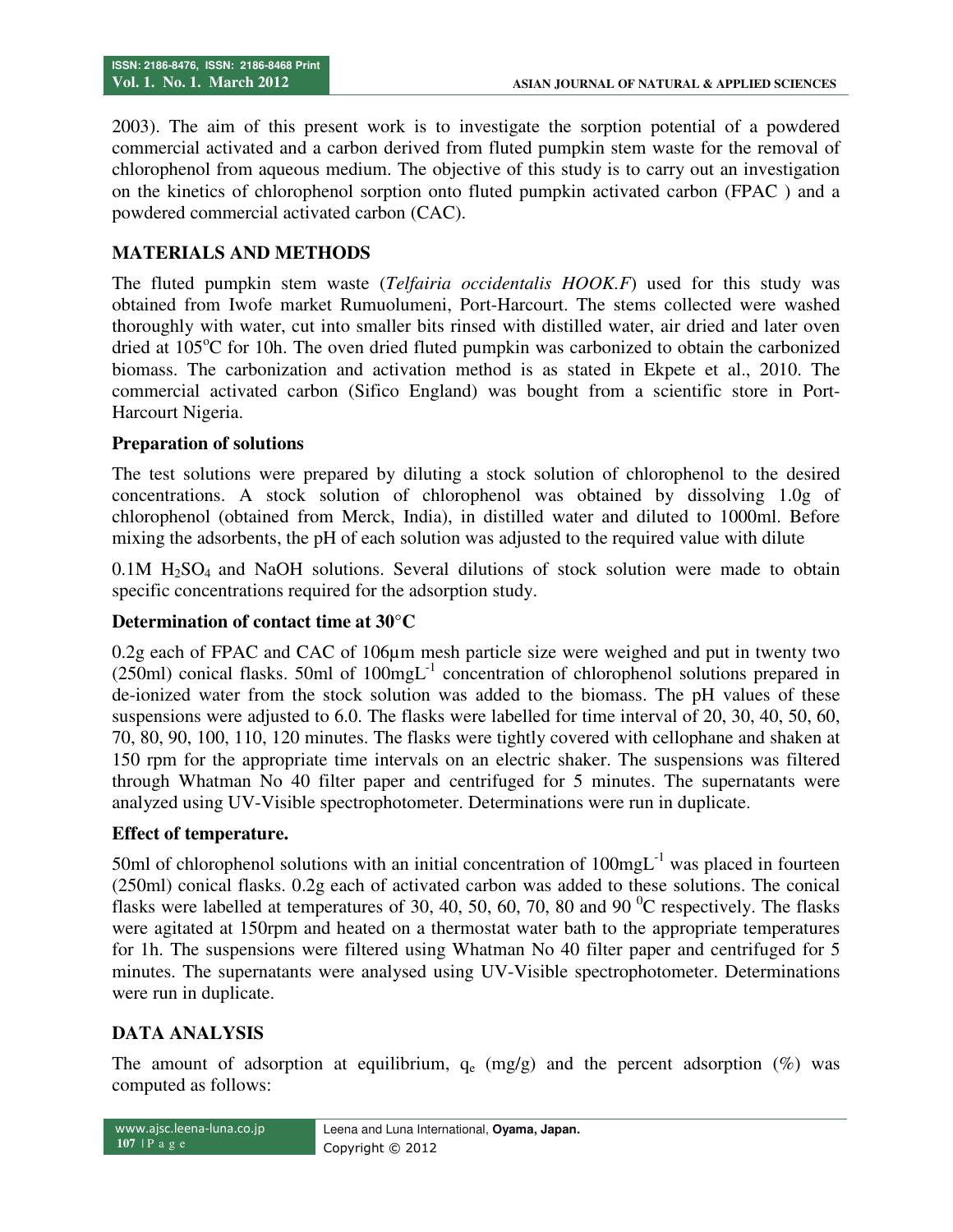2003). The aim of this present work is to investigate the sorption potential of a powdered commercial activated and a carbon derived from fluted pumpkin stem waste for the removal of chlorophenol from aqueous medium. The objective of this study is to carry out an investigation on the kinetics of chlorophenol sorption onto fluted pumpkin activated carbon (FPAC ) and a powdered commercial activated carbon (CAC).

## MATERIALS AND METHODS

The fluted pumpkin stem waste (*Telfairia occidentalis HOOK.F*) used for this study was obtained from Iwofe market Rumuolumeni, Port-Harcourt. The stems collected were washed thoroughly with water, cut into smaller bits rinsed with distilled water, air dried and later oven dried at 105°C for 10h. The oven dried fluted pumpkin was carbonized to obtain the carbonized biomass. The carbonization and activation method is as stated in Ekpete et al., 2010. The commercial activated carbon (Sifico England) was bought from a scientific store in Port-Harcourt Nigeria.

### Preparation of solutions

The test solutions were prepared by diluting a stock solution of chlorophenol to the desired concentrations. A stock solution of chlorophenol was obtained by dissolving 1.0g of chlorophenol (obtained from Merck, India), in distilled water and diluted to 1000ml. Before mixing the adsorbents, the pH of each solution was adjusted to the required value with dilute

0.1M $H_2SO_4$ and NaOH solutions. Several dilutions of stock solution were made to obtain specific concentrations required for the adsorption study.

### Determination of contact time at 30°C

0.2g each of FPAC and CAC of 106μm mesh particle size were weighed and put in twenty two (250ml) conical flasks. 50ml of $100mgL^{-1}$ concentration of chlorophenol solutions prepared in de-ionized water from the stock solution was added to the biomass. The pH values of these suspensions were adjusted to 6.0. The flasks were labelled for time interval of 20, 30, 40, 50, 60, 70, 80, 90, 100, 110, 120 minutes. The flasks were tightly covered with cellophane and shaken at 150 rpm for the appropriate time intervals on an electric shaker. The suspensions was filtered through Whatman No 40 filter paper and centrifuged for 5 minutes. The supernatants were analyzed using UV-Visible spectrophotometer. Determinations were run in duplicate.

### Effect of temperature.

50ml of chlorophenol solutions with an initial concentration of $100mgL^{-1}$ was placed in fourteen (250ml) conical flasks. 0.2g each of activated carbon was added to these solutions. The conical flasks were labelled at temperatures of 30, 40, 50, 60, 70, 80 and 90 $^0$C respectively. The flasks were agitated at 150rpm and heated on a thermostat water bath to the appropriate temperatures for 1h. The suspensions were filtered using Whatman No 40 filter paper and centrifuged for 5 minutes. The supernatants were analysed using UV-Visible spectrophotometer. Determinations were run in duplicate.

## DATA ANALYSIS

The amount of adsorption at equilibrium, $q_e$ (mg/g) and the percent adsorption (%) was computed as follows: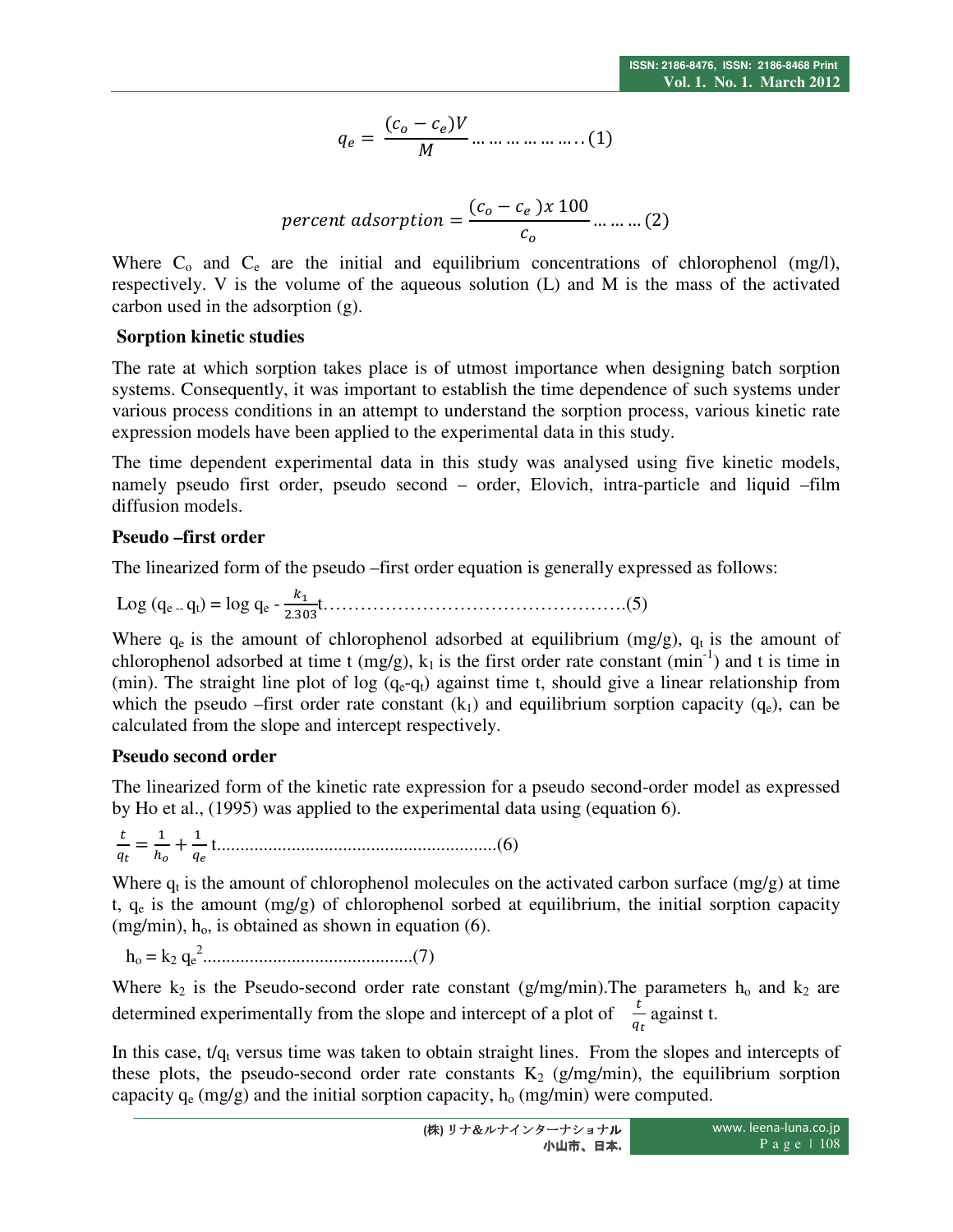$$q_e = \frac{(c_o - c_e)V}{M} \ldots\ldots\ldots\ldots\ldots\ldots..(1)$$

$$percent\ adsorption = \frac{(c_o - c_e\,)x\,100}{c_o} \ldots\ldots\ldots(2)$$

Where $C_o$ and $C_e$ are the initial and equilibrium concentrations of chlorophenol (mg/l), respectively. V is the volume of the aqueous solution (L) and M is the mass of the activated carbon used in the adsorption (g).

**Sorption kinetic studies**

The rate at which sorption takes place is of utmost importance when designing batch sorption systems. Consequently, it was important to establish the time dependence of such systems under various process conditions in an attempt to understand the sorption process, various kinetic rate expression models have been applied to the experimental data in this study.

The time dependent experimental data in this study was analysed using five kinetic models, namely pseudo first order, pseudo second – order, Elovich, intra-particle and liquid –film diffusion models.

**Pseudo –first order**

The linearized form of the pseudo –first order equation is generally expressed as follows:

$$\text{Log}\ (q_e - q_t) = \log q_e - \frac{k_1}{2.303}t \ldots\ldots\ldots\ldots\ldots\ldots\ldots\ldots\ldots\ldots\ldots\ldots\ldots\ldots\ldots(5)$$

Where $q_e$ is the amount of chlorophenol adsorbed at equilibrium (mg/g), $q_t$ is the amount of chlorophenol adsorbed at time t (mg/g), $k_1$ is the first order rate constant ($min^{-1}$) and t is time in (min). The straight line plot of log ($q_e$-$q_t$) against time t, should give a linear relationship from which the pseudo –first order rate constant ($k_1$) and equilibrium sorption capacity ($q_e$), can be calculated from the slope and intercept respectively.

**Pseudo second order**

The linearized form of the kinetic rate expression for a pseudo second-order model as expressed by Ho et al., (1995) was applied to the experimental data using (equation 6).

$$\frac{t}{q_t} = \frac{1}{h_o} + \frac{1}{q_e}t \ldots\ldots\ldots\ldots\ldots\ldots\ldots\ldots\ldots\ldots\ldots\ldots\ldots\ldots..(6)$$

Where $q_t$ is the amount of chlorophenol molecules on the activated carbon surface (mg/g) at time t, $q_e$ is the amount (mg/g) of chlorophenol sorbed at equilibrium, the initial sorption capacity (mg/min), $h_o$, is obtained as shown in equation (6).

$$h_o = k_2\, q_e^2 \ldots\ldots\ldots\ldots\ldots\ldots\ldots\ldots\ldots\ldots\ldots..(7)$$

Where $k_2$ is the Pseudo-second order rate constant (g/mg/min).The parameters $h_o$ and $k_2$ are determined experimentally from the slope and intercept of a plot of $\frac{t}{q_t}$ against t.

In this case, $t/q_t$ versus time was taken to obtain straight lines. From the slopes and intercepts of these plots, the pseudo-second order rate constants $K_2$ (g/mg/min), the equilibrium sorption capacity $q_e$ (mg/g) and the initial sorption capacity, $h_o$ (mg/min) were computed.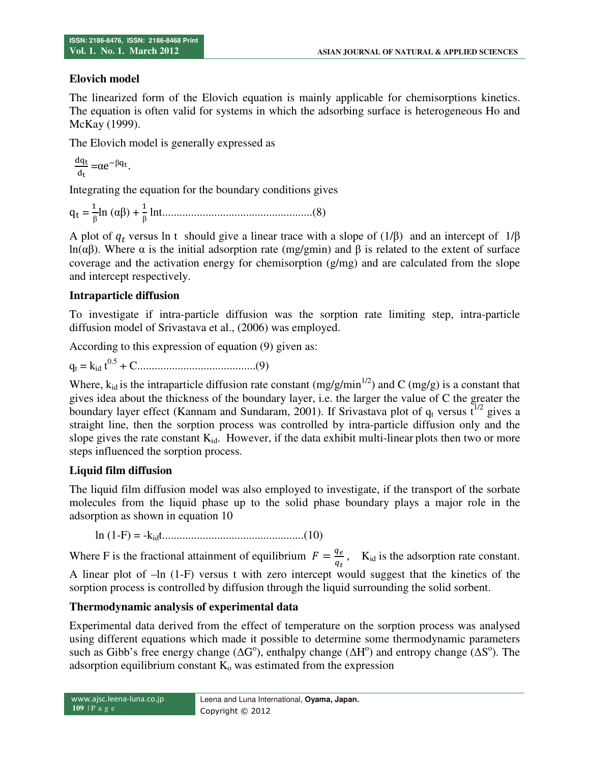### Elovich model

The linearized form of the Elovich equation is mainly applicable for chemisorptions kinetics. The equation is often valid for systems in which the adsorbing surface is heterogeneous Ho and McKay (1999).

The Elovich model is generally expressed as

$$\frac{dq_t}{d_t} = \alpha e^{-\beta q_t}.$$

Integrating the equation for the boundary conditions gives

$$q_t = \frac{1}{\beta}\ln(\alpha\beta) + \frac{1}{\beta}\ln t \text{....................................................(8)}$$

A plot of $q_t$ versus ln t should give a linear trace with a slope of $(1/\beta)$ and an intercept of $1/\beta \ln(\alpha\beta)$. Where $\alpha$ is the initial adsorption rate (mg/gmin) and $\beta$ is related to the extent of surface coverage and the activation energy for chemisorption (g/mg) and are calculated from the slope and intercept respectively.

### Intraparticle diffusion

To investigate if intra-particle diffusion was the sorption rate limiting step, intra-particle diffusion model of Srivastava et al., (2006) was employed.

According to this expression of equation (9) given as:

$$q_t = k_{id}\, t^{0.5} + C \text{.........................................(9)}$$

Where, $k_{id}$ is the intraparticle diffusion rate constant (mg/g/min$^{1/2}$) and C (mg/g) is a constant that gives idea about the thickness of the boundary layer, i.e. the larger the value of C the greater the boundary layer effect (Kannam and Sundaram, 2001). If Srivastava plot of $q_t$ versus $t^{1/2}$ gives a straight line, then the sorption process was controlled by intra-particle diffusion only and the slope gives the rate constant $K_{id}$. However, if the data exhibit multi-linear plots then two or more steps influenced the sorption process.

### Liquid film diffusion

The liquid film diffusion model was also employed to investigate, if the transport of the sorbate molecules from the liquid phase up to the solid phase boundary plays a major role in the adsorption as shown in equation 10

$$\ln(1-F) = -k_{id}t \text{.................................................(10)}$$

Where F is the fractional attainment of equilibrium $F = \frac{q_e}{q_t}$, $K_{id}$ is the adsorption rate constant.

A linear plot of $-\ln(1-F)$ versus t with zero intercept would suggest that the kinetics of the sorption process is controlled by diffusion through the liquid surrounding the solid sorbent.

### Thermodynamic analysis of experimental data

Experimental data derived from the effect of temperature on the sorption process was analysed using different equations which made it possible to determine some thermodynamic parameters such as Gibb's free energy change ($\Delta G^o$), enthalpy change ($\Delta H^o$) and entropy change ($\Delta S^o$). The adsorption equilibrium constant $K_o$ was estimated from the expression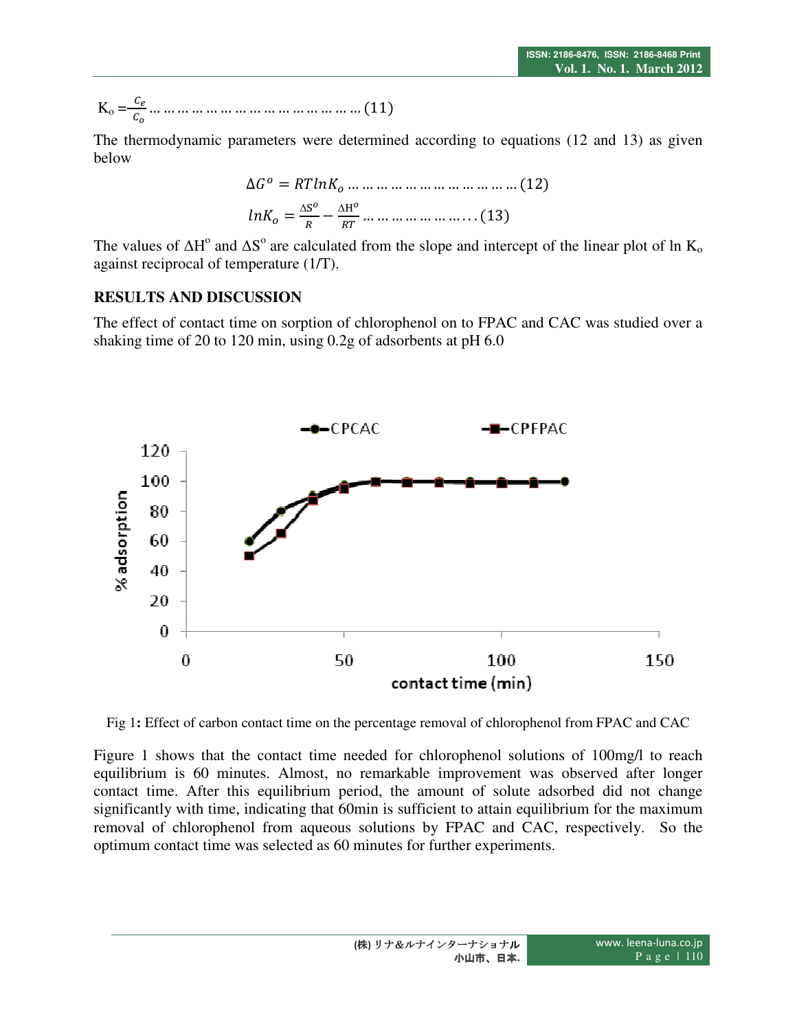$$K_o = \frac{C_e}{C_o} \quad \text{……………………………………… (11)}$$

The thermodynamic parameters were determined according to equations (12 and 13) as given below

$$\Delta G^o = RT ln K_o \quad \text{……………………………… (12)}$$

$$ln K_o = \frac{\Delta S^o}{R} - \frac{\Delta H^o}{RT} \quad \text{………………… (13)}$$

The values of $\Delta H^o$ and $\Delta S^o$ are calculated from the slope and intercept of the linear plot of ln $K_o$ against reciprocal of temperature (1/T).

## RESULTS AND DISCUSSION

The effect of contact time on sorption of chlorophenol on to FPAC and CAC was studied over a shaking time of 20 to 120 min, using 0.2g of adsorbents at pH 6.0

Fig 1**:** Effect of carbon contact time on the percentage removal of chlorophenol from FPAC and CAC

Figure 1 shows that the contact time needed for chlorophenol solutions of 100mg/l to reach equilibrium is 60 minutes. Almost, no remarkable improvement was observed after longer contact time. After this equilibrium period, the amount of solute adsorbed did not change significantly with time, indicating that 60min is sufficient to attain equilibrium for the maximum removal of chlorophenol from aqueous solutions by FPAC and CAC, respectively. So the optimum contact time was selected as 60 minutes for further experiments.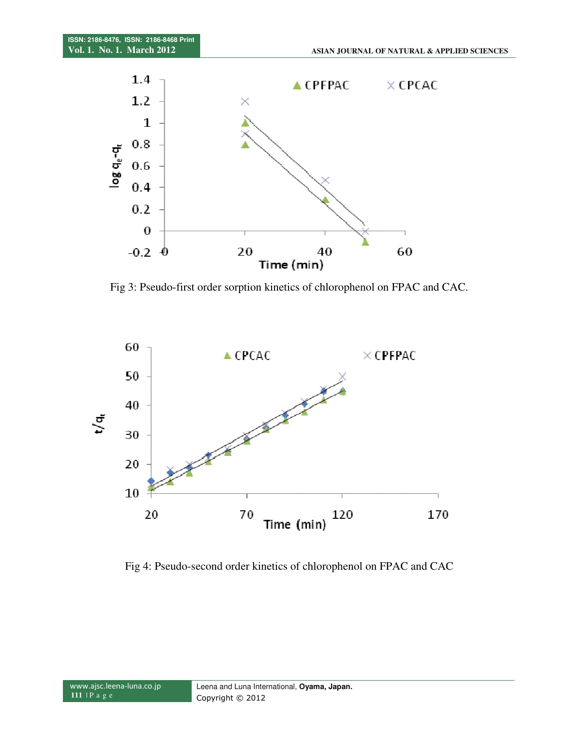Fig 3: Pseudo-first order sorption kinetics of chlorophenol on FPAC and CAC.

Fig 4: Pseudo-second order kinetics of chlorophenol on FPAC and CAC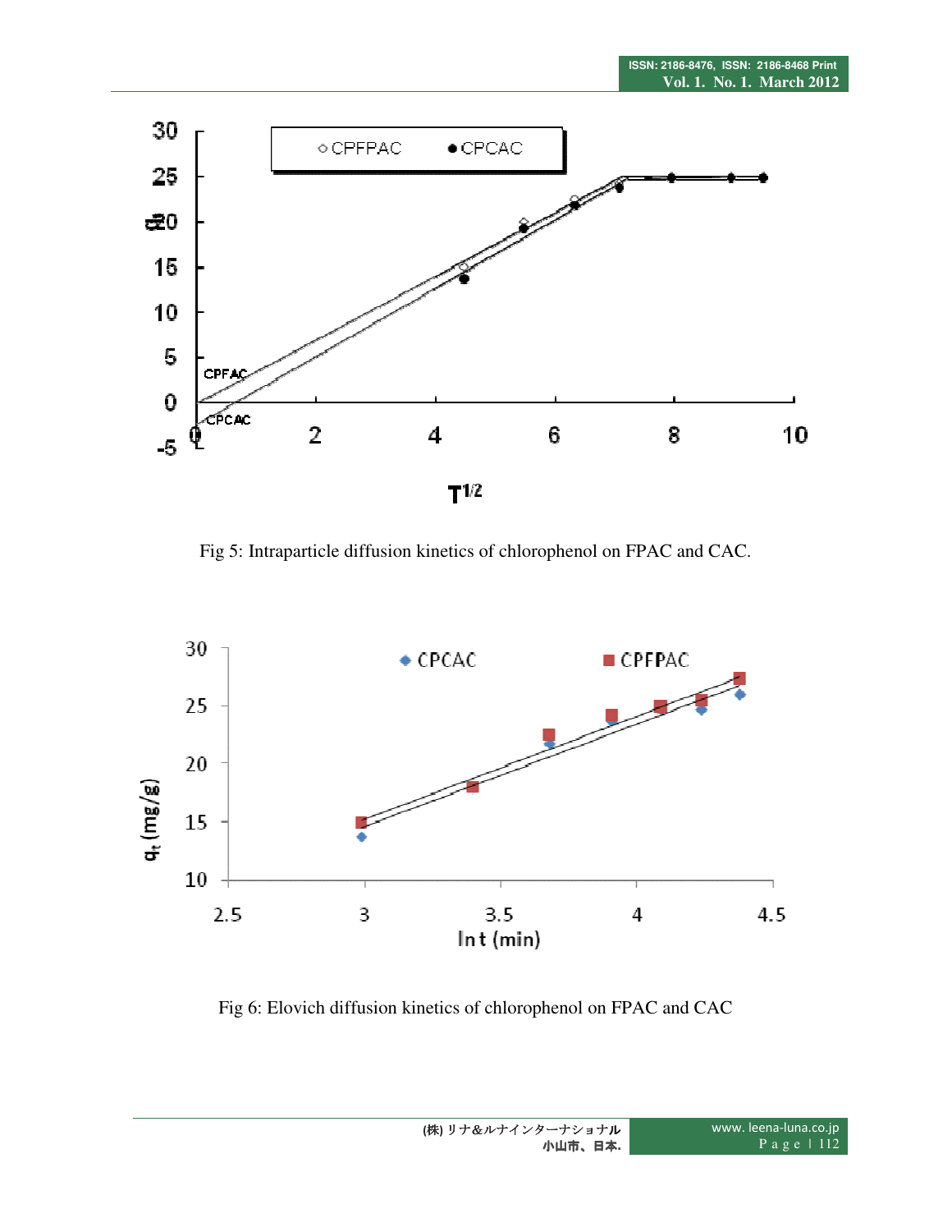Fig 5: Intraparticle diffusion kinetics of chlorophenol on FPAC and CAC.

Fig 6: Elovich diffusion kinetics of chlorophenol on FPAC and CAC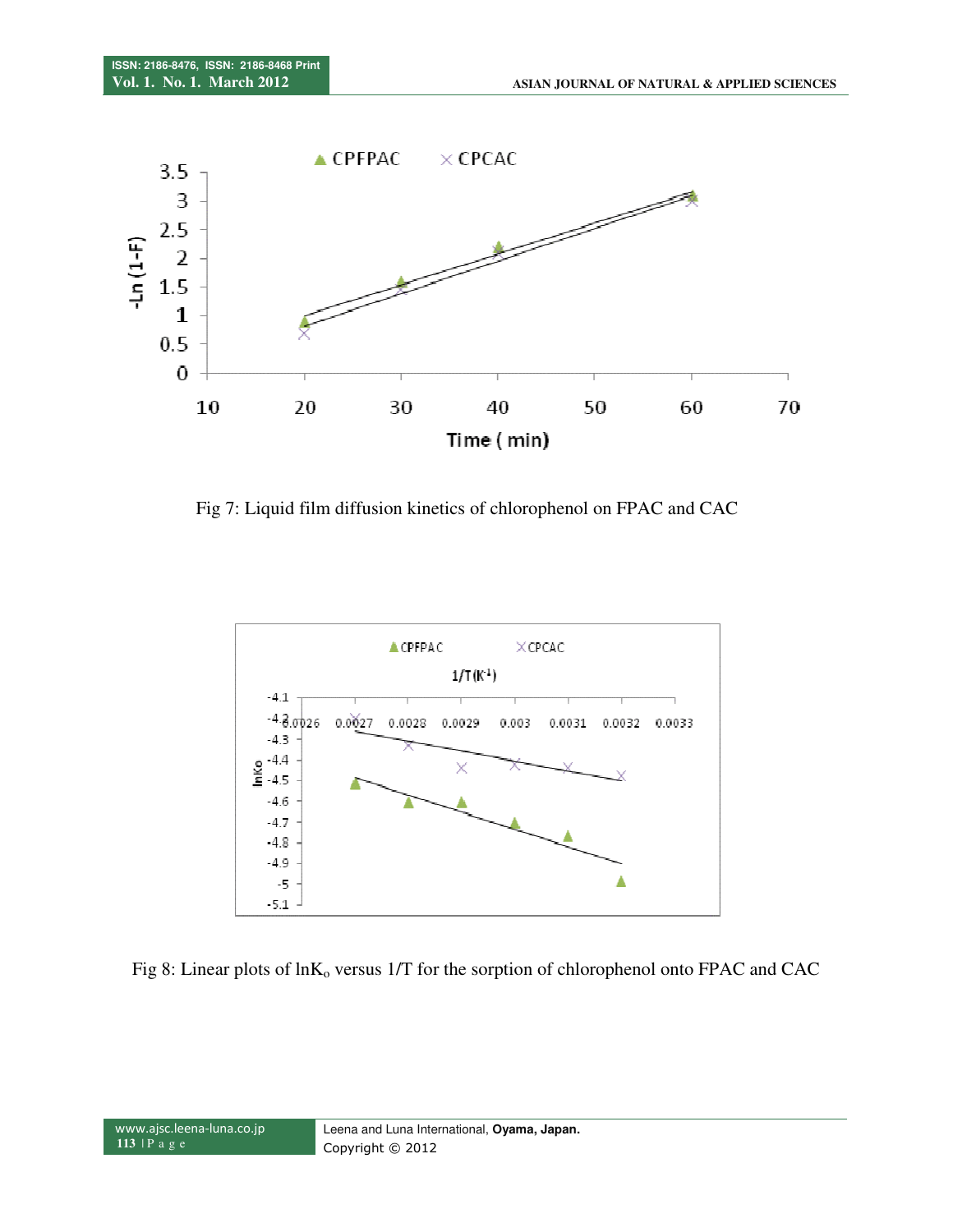Fig 7: Liquid film diffusion kinetics of chlorophenol on FPAC and CAC

Fig 8: Linear plots of $\ln K_o$ versus 1/T for the sorption of chlorophenol onto FPAC and CAC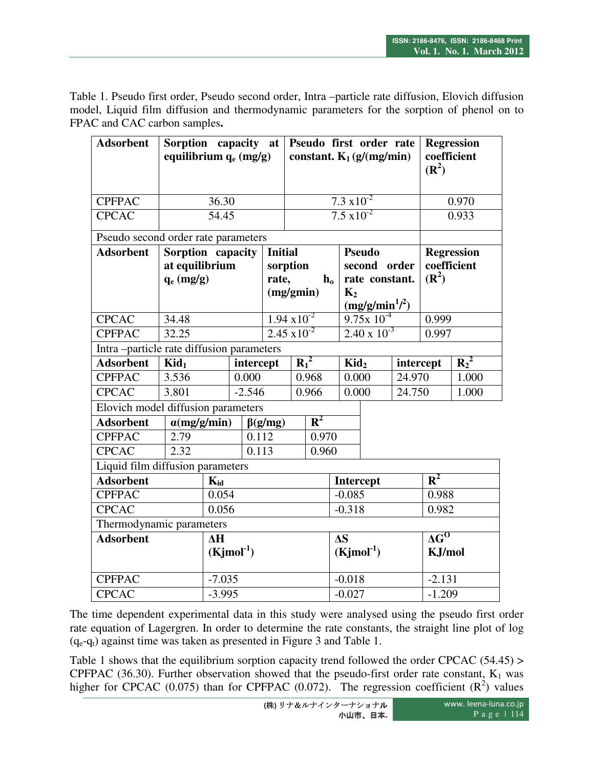Table 1. Pseudo first order, Pseudo second order, Intra –particle rate diffusion, Elovich diffusion model, Liquid film diffusion and thermodynamic parameters for the sorption of phenol on to FPAC and CAC carbon samples**.**

| **Adsorbent** | **Sorption capacity at equilibrium $q_e$ (mg/g)** | | **Pseudo first order rate constant. $K_1$ (g/(mg/min)** | | | **Regression coefficient ($R^2$)** |
|---|---|---|---|---|---|---|
| CPFPAC | 36.30 | | $7.3 \times 10^{-2}$ | | | 0.970 |
| CPCAC | 54.45 | | $7.5 \times 10^{-2}$ | | | 0.933 |
| Pseudo second order rate parameters | | | | | | |
| **Adsorbent** | **Sorption capacity at equilibrium $q_e$ (mg/g)** | **Initial sorption rate, $h_o$ (mg/gmin)** | | **Pseudo second order rate constant. $K_2$ (mg/g/min$^1$/$^2$)** | | **Regression coefficient ($R^2$)** |
| CPCAC | 34.48 | $1.94 \times 10^{-2}$ | | $9.75 \times 10^{-4}$ | | 0.999 |
| CPFPAC | 32.25 | $2.45 \times 10^{-2}$ | | $2.40 \times 10^{-3}$ | | 0.997 |
| Intra –particle rate diffusion parameters | | | | | | |
| **Adsorbent** | **$Kid_1$** | **intercept** | **$R_1^2$** | **$Kid_2$** | **intercept** | **$R_2^2$** |
| CPFPAC | 3.536 | 0.000 | 0.968 | 0.000 | 24.970 | 1.000 |
| CPCAC | 3.801 | -2.546 | 0.966 | 0.000 | 24.750 | 1.000 |
| Elovich model diffusion parameters | | | | | | |
| **Adsorbent** | **α(mg/g/min)** | **β(g/mg)** | **$R^2$** | | | |
| CPFPAC | 2.79 | 0.112 | 0.970 | | | |
| CPCAC | 2.32 | 0.113 | 0.960 | | | |
| Liquid film diffusion parameters | | | | | | |
| **Adsorbent** | **$K_{id}$** | | | **Intercept** | | **$R^2$** |
| CPFPAC | 0.054 | | | -0.085 | | 0.988 |
| CPCAC | 0.056 | | | -0.318 | | 0.982 |
| Thermodynamic parameters | | | | | | |
| **Adsorbent** | **ΔH (Kjmol$^{-1}$)** | | | **ΔS (Kjmol$^{-1}$)** | | **$ΔG^O$ KJ/mol** |
| CPFPAC | -7.035 | | | -0.018 | | -2.131 |
| CPCAC | -3.995 | | | -0.027 | | -1.209 |

The time dependent experimental data in this study were analysed using the pseudo first order rate equation of Lagergren. In order to determine the rate constants, the straight line plot of log ($q_e$-$q_t$) against time was taken as presented in Figure 3 and Table 1.

Table 1 shows that the equilibrium sorption capacity trend followed the order CPCAC (54.45) > CPFPAC (36.30). Further observation showed that the pseudo-first order rate constant, $K_1$ was higher for CPCAC (0.075) than for CPFPAC (0.072). The regression coefficient ($R^2$) values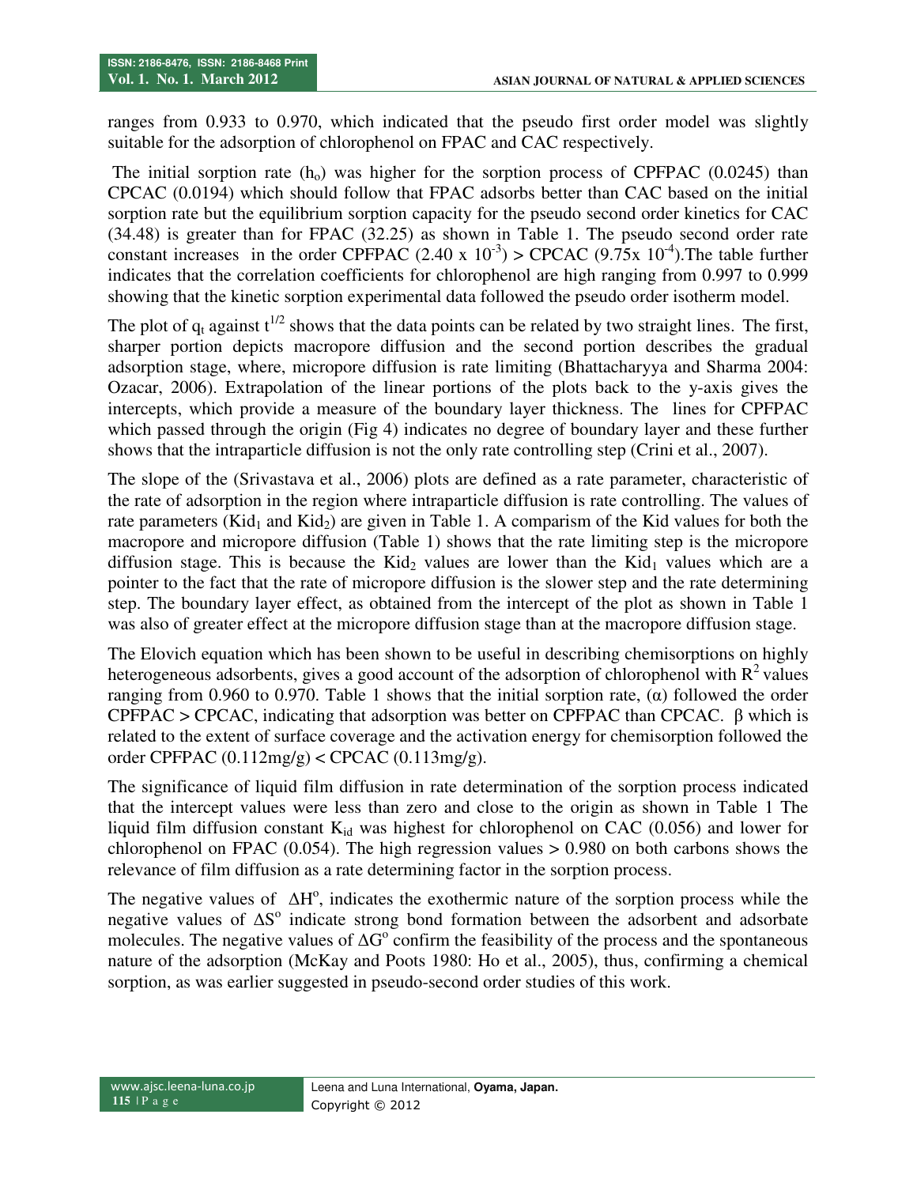ranges from 0.933 to 0.970, which indicated that the pseudo first order model was slightly suitable for the adsorption of chlorophenol on FPAC and CAC respectively.

The initial sorption rate ($h_o$) was higher for the sorption process of CPFPAC (0.0245) than CPCAC (0.0194) which should follow that FPAC adsorbs better than CAC based on the initial sorption rate but the equilibrium sorption capacity for the pseudo second order kinetics for CAC (34.48) is greater than for FPAC (32.25) as shown in Table 1. The pseudo second order rate constant increases in the order CPFPAC ($2.40 \times 10^{-3}$) > CPCAC ($9.75 \times 10^{-4}$).The table further indicates that the correlation coefficients for chlorophenol are high ranging from 0.997 to 0.999 showing that the kinetic sorption experimental data followed the pseudo order isotherm model.

The plot of $q_t$ against $t^{1/2}$ shows that the data points can be related by two straight lines. The first, sharper portion depicts macropore diffusion and the second portion describes the gradual adsorption stage, where, micropore diffusion is rate limiting (Bhattacharyya and Sharma 2004: Ozacar, 2006). Extrapolation of the linear portions of the plots back to the y-axis gives the intercepts, which provide a measure of the boundary layer thickness. The lines for CPFPAC which passed through the origin (Fig 4) indicates no degree of boundary layer and these further shows that the intraparticle diffusion is not the only rate controlling step (Crini et al., 2007).

The slope of the (Srivastava et al., 2006) plots are defined as a rate parameter, characteristic of the rate of adsorption in the region where intraparticle diffusion is rate controlling. The values of rate parameters ($Kid_1$ and $Kid_2$) are given in Table 1. A comparism of the Kid values for both the macropore and micropore diffusion (Table 1) shows that the rate limiting step is the micropore diffusion stage. This is because the $Kid_2$ values are lower than the $Kid_1$ values which are a pointer to the fact that the rate of micropore diffusion is the slower step and the rate determining step. The boundary layer effect, as obtained from the intercept of the plot as shown in Table 1 was also of greater effect at the micropore diffusion stage than at the macropore diffusion stage.

The Elovich equation which has been shown to be useful in describing chemisorptions on highly heterogeneous adsorbents, gives a good account of the adsorption of chlorophenol with $R^2$ values ranging from 0.960 to 0.970. Table 1 shows that the initial sorption rate, ($\alpha$) followed the order CPFPAC > CPCAC, indicating that adsorption was better on CPFPAC than CPCAC. $\beta$ which is related to the extent of surface coverage and the activation energy for chemisorption followed the order CPFPAC (0.112mg/g) < CPCAC (0.113mg/g).

The significance of liquid film diffusion in rate determination of the sorption process indicated that the intercept values were less than zero and close to the origin as shown in Table 1 The liquid film diffusion constant $K_{id}$ was highest for chlorophenol on CAC (0.056) and lower for chlorophenol on FPAC (0.054). The high regression values > 0.980 on both carbons shows the relevance of film diffusion as a rate determining factor in the sorption process.

The negative values of $\Delta H^o$, indicates the exothermic nature of the sorption process while the negative values of $\Delta S^o$ indicate strong bond formation between the adsorbent and adsorbate molecules. The negative values of $\Delta G^o$ confirm the feasibility of the process and the spontaneous nature of the adsorption (McKay and Poots 1980: Ho et al., 2005), thus, confirming a chemical sorption, as was earlier suggested in pseudo-second order studies of this work.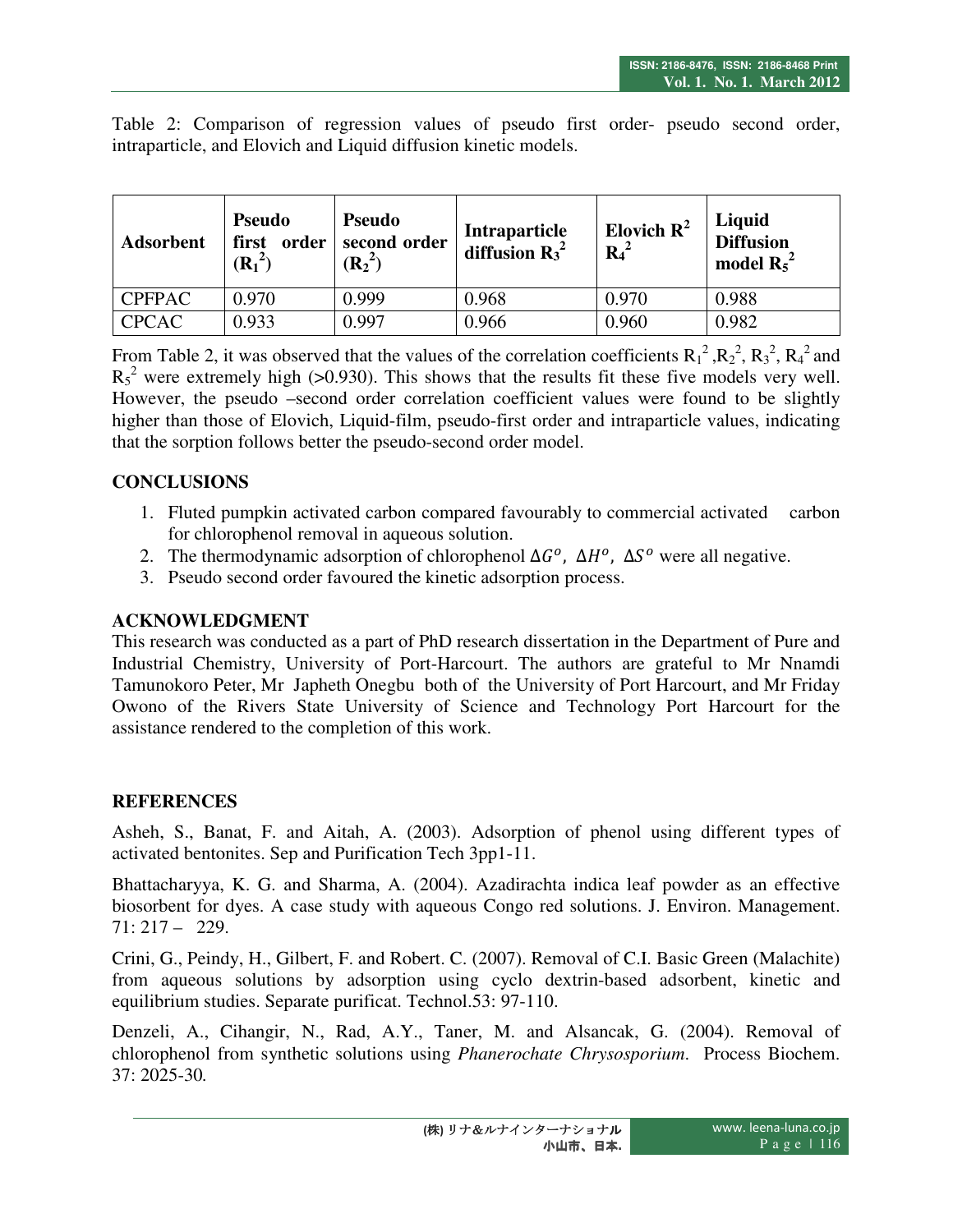Table 2: Comparison of regression values of pseudo first order- pseudo second order, intraparticle, and Elovich and Liquid diffusion kinetic models.

| Adsorbent | Pseudo first order ($R_1^2$) | Pseudo second order ($R_2^2$) | Intraparticle diffusion $R_3^2$ | Elovich $R^2$ $R_4^2$ | Liquid Diffusion model $R_5^2$ |
|---|---|---|---|---|---|
| CPFPAC | 0.970 | 0.999 | 0.968 | 0.970 | 0.988 |
| CPCAC | 0.933 | 0.997 | 0.966 | 0.960 | 0.982 |

From Table 2, it was observed that the values of the correlation coefficients $R_1^2$ ,$R_2^2$, $R_3^2$, $R_4^2$ and $R_5^2$ were extremely high (>0.930). This shows that the results fit these five models very well. However, the pseudo –second order correlation coefficient values were found to be slightly higher than those of Elovich, Liquid-film, pseudo-first order and intraparticle values, indicating that the sorption follows better the pseudo-second order model.

## CONCLUSIONS

1. Fluted pumpkin activated carbon compared favourably to commercial activated carbon for chlorophenol removal in aqueous solution.
2. The thermodynamic adsorption of chlorophenol $\Delta G^o$, $\Delta H^o$, $\Delta S^o$ were all negative.
3. Pseudo second order favoured the kinetic adsorption process.

## ACKNOWLEDGMENT

This research was conducted as a part of PhD research dissertation in the Department of Pure and Industrial Chemistry, University of Port-Harcourt. The authors are grateful to Mr Nnamdi Tamunokoro Peter, Mr Japheth Onegbu both of the University of Port Harcourt, and Mr Friday Owono of the Rivers State University of Science and Technology Port Harcourt for the assistance rendered to the completion of this work.

## REFERENCES

Asheh, S., Banat, F. and Aitah, A. (2003). Adsorption of phenol using different types of activated bentonites. Sep and Purification Tech 3pp1-11.

Bhattacharyya, K. G. and Sharma, A. (2004). Azadirachta indica leaf powder as an effective biosorbent for dyes. A case study with aqueous Congo red solutions. J. Environ. Management. 71: 217 – 229.

Crini, G., Peindy, H., Gilbert, F. and Robert. C. (2007). Removal of C.I. Basic Green (Malachite) from aqueous solutions by adsorption using cyclo dextrin-based adsorbent, kinetic and equilibrium studies. Separate purificat. Technol.53: 97-110.

Denzeli, A., Cihangir, N., Rad, A.Y., Taner, M. and Alsancak, G. (2004). Removal of chlorophenol from synthetic solutions using *Phanerochate Chrysosporium.* Process Biochem. 37: 2025-30.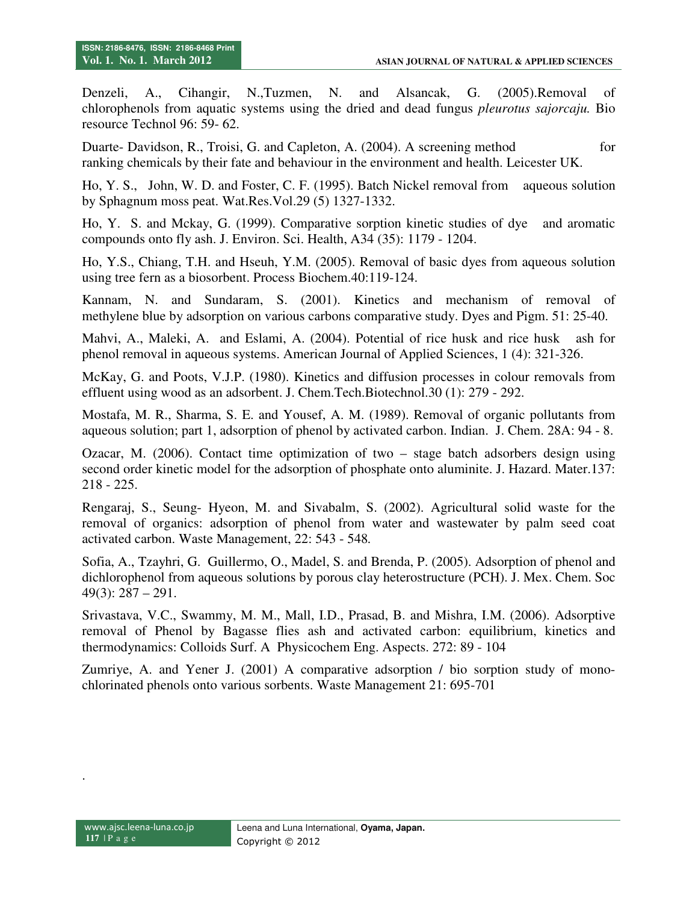Denzeli, A., Cihangir, N.,Tuzmen, N. and Alsancak, G. (2005).Removal of chlorophenols from aquatic systems using the dried and dead fungus *pleurotus sajorcaju.* Bio resource Technol 96: 59- 62.

Duarte- Davidson, R., Troisi, G. and Capleton, A. (2004). A screening method for ranking chemicals by their fate and behaviour in the environment and health. Leicester UK.

Ho, Y. S., John, W. D. and Foster, C. F. (1995). Batch Nickel removal from aqueous solution by Sphagnum moss peat. Wat.Res.Vol.29 (5) 1327-1332.

Ho, Y. S. and Mckay, G. (1999). Comparative sorption kinetic studies of dye and aromatic compounds onto fly ash. J. Environ. Sci. Health, A34 (35): 1179 - 1204.

Ho, Y.S., Chiang, T.H. and Hseuh, Y.M. (2005). Removal of basic dyes from aqueous solution using tree fern as a biosorbent. Process Biochem.40:119-124.

Kannam, N. and Sundaram, S. (2001). Kinetics and mechanism of removal of methylene blue by adsorption on various carbons comparative study. Dyes and Pigm. 51: 25-40.

Mahvi, A., Maleki, A. and Eslami, A. (2004). Potential of rice husk and rice husk ash for phenol removal in aqueous systems. American Journal of Applied Sciences, 1 (4): 321-326.

McKay, G. and Poots, V.J.P. (1980). Kinetics and diffusion processes in colour removals from effluent using wood as an adsorbent. J. Chem.Tech.Biotechnol.30 (1): 279 - 292.

Mostafa, M. R., Sharma, S. E. and Yousef, A. M. (1989). Removal of organic pollutants from aqueous solution; part 1, adsorption of phenol by activated carbon. Indian. J. Chem. 28A: 94 - 8.

Ozacar, M. (2006). Contact time optimization of two – stage batch adsorbers design using second order kinetic model for the adsorption of phosphate onto aluminite. J. Hazard. Mater.137: 218 - 225.

Rengaraj, S., Seung- Hyeon, M. and Sivabalm, S. (2002). Agricultural solid waste for the removal of organics: adsorption of phenol from water and wastewater by palm seed coat activated carbon. Waste Management, 22: 543 - 548.

Sofia, A., Tzayhri, G. Guillermo, O., Madel, S. and Brenda, P. (2005). Adsorption of phenol and dichlorophenol from aqueous solutions by porous clay heterostructure (PCH). J. Mex. Chem. Soc 49(3): 287 – 291.

Srivastava, V.C., Swammy, M. M., Mall, I.D., Prasad, B. and Mishra, I.M. (2006). Adsorptive removal of Phenol by Bagasse flies ash and activated carbon: equilibrium, kinetics and thermodynamics: Colloids Surf. A Physicochem Eng. Aspects. 272: 89 - 104

Zumriye, A. and Yener J. (2001) A comparative adsorption / bio sorption study of mono-chlorinated phenols onto various sorbents. Waste Management 21: 695-701